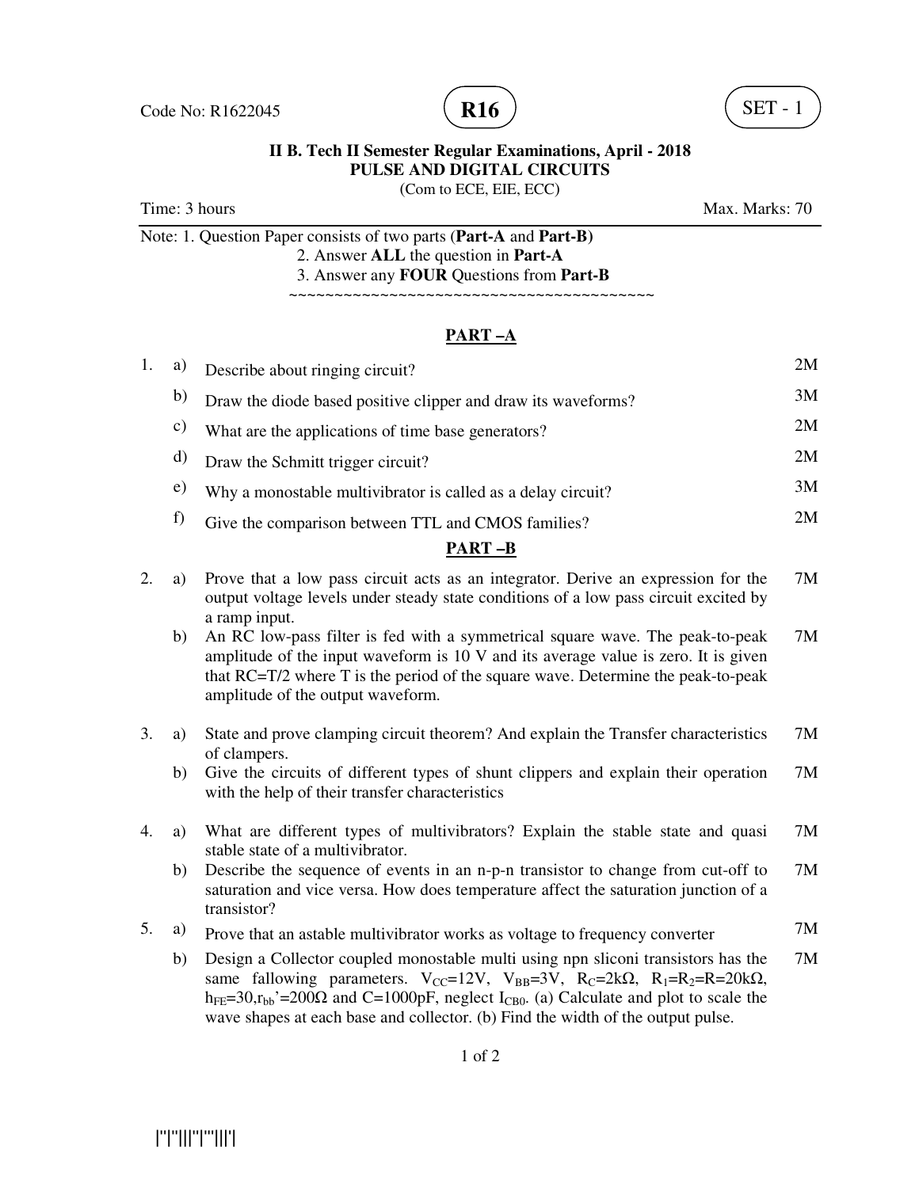Code No: R1622045 **R16** SET - 1

**II B. Tech II Semester Regular Examinations, April - 2018**
**PULSE AND DIGITAL CIRCUITS**
(Com to ECE, EIE, ECC)

Time: 3 hours Max. Marks: 70

Note: 1. Question Paper consists of two parts (**Part-A** and **Part-B)**
2. Answer **ALL** the question in **Part-A**
3. Answer any **FOUR** Questions from **Part-B**

~~~~~~~~~~~~~~~~~~~~~~~~~~~~~~~~~~~~~~~~~~

## PART –A

1. a) Describe about ringing circuit? 2M
   b) Draw the diode based positive clipper and draw its waveforms? 3M
   c) What are the applications of time base generators? 2M
   d) Draw the Schmitt trigger circuit? 2M
   e) Why a monostable multivibrator is called as a delay circuit? 3M
   f) Give the comparison between TTL and CMOS families? 2M

## PART –B

2. a) Prove that a low pass circuit acts as an integrator. Derive an expression for the output voltage levels under steady state conditions of a low pass circuit excited by a ramp input. 7M
   b) An RC low-pass filter is fed with a symmetrical square wave. The peak-to-peak amplitude of the input waveform is 10 V and its average value is zero. It is given that RC=T/2 where T is the period of the square wave. Determine the peak-to-peak amplitude of the output waveform. 7M

3. a) State and prove clamping circuit theorem? And explain the Transfer characteristics of clampers. 7M
   b) Give the circuits of different types of shunt clippers and explain their operation with the help of their transfer characteristics 7M

4. a) What are different types of multivibrators? Explain the stable state and quasi stable state of a multivibrator. 7M
   b) Describe the sequence of events in an n-p-n transistor to change from cut-off to saturation and vice versa. How does temperature affect the saturation junction of a transistor? 7M

5. a) Prove that an astable multivibrator works as voltage to frequency converter 7M
   b) Design a Collector coupled monostable multi using npn sliconi transistors has the same fallowing parameters. $V_{CC}$=12V, $V_{BB}$=3V, $R_C$=2kΩ, $R_1$=$R_2$=R=20kΩ, $h_{FE}$=30,$r_{bb}$'=200Ω and C=1000pF, neglect $I_{CB0}$. (a) Calculate and plot to scale the wave shapes at each base and collector. (b) Find the width of the output pulse. 7M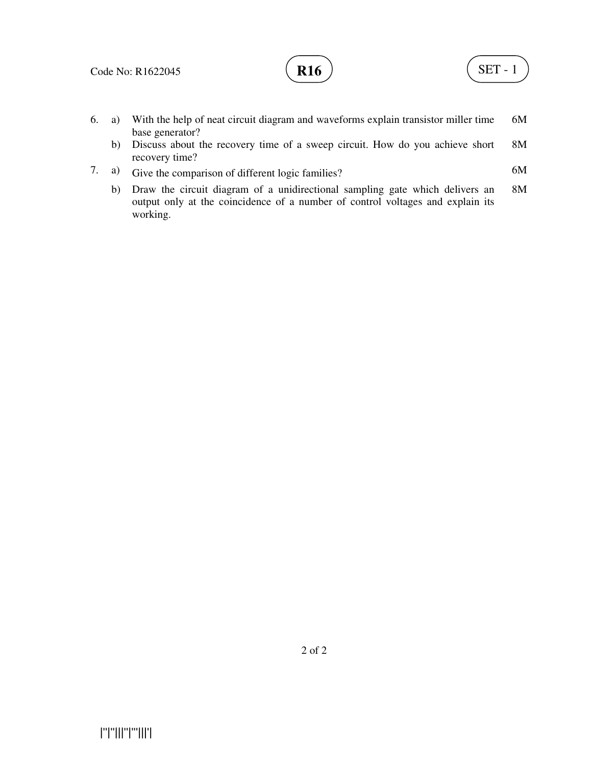6. a) With the help of neat circuit diagram and waveforms explain transistor miller time base generator? 6M

   b) Discuss about the recovery time of a sweep circuit. How do you achieve short recovery time? 8M

7. a) Give the comparison of different logic families? 6M

   b) Draw the circuit diagram of a unidirectional sampling gate which delivers an output only at the coincidence of a number of control voltages and explain its working. 8M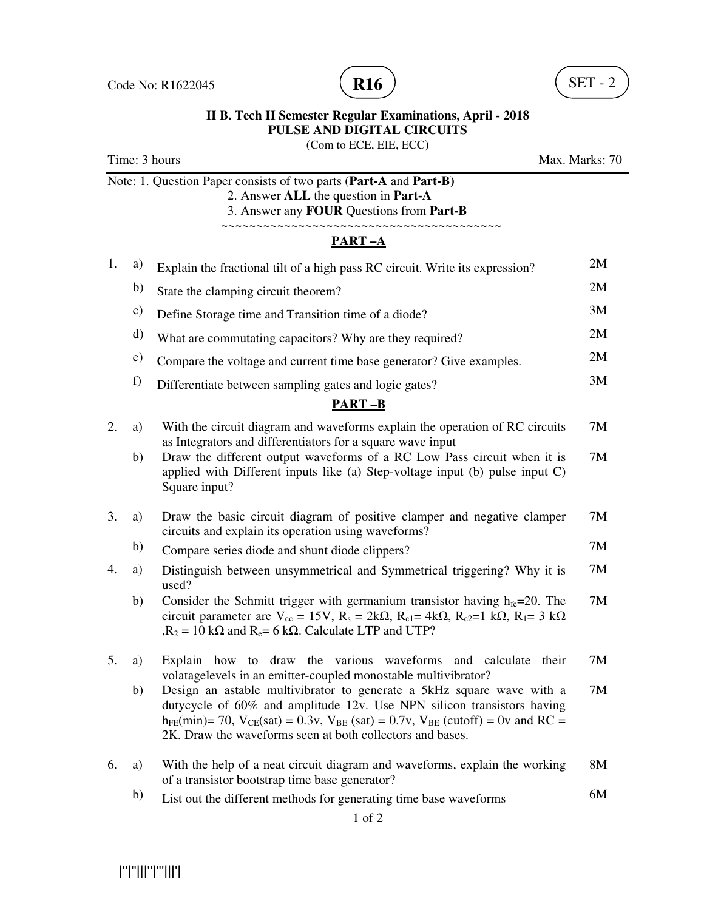Code No: R1622045 **R16** SET - 2

**II B. Tech II Semester Regular Examinations, April - 2018**
**PULSE AND DIGITAL CIRCUITS**
(Com to ECE, EIE, ECC)

Time: 3 hours Max. Marks: 70

Note: 1. Question Paper consists of two parts (**Part-A** and **Part-B)**
2. Answer **ALL** the question in **Part-A**
3. Answer any **FOUR** Questions from **Part-B**

~~~~~~~~~~~~~~~~~~~~~~~~~~~~~~~~~~~~~~~~~~

## PART –A

| | | | |
|---|---|---|---|
| 1. | a) | Explain the fractional tilt of a high pass RC circuit. Write its expression? | 2M |
| | b) | State the clamping circuit theorem? | 2M |
| | c) | Define Storage time and Transition time of a diode? | 3M |
| | d) | What are commutating capacitors? Why are they required? | 2M |
| | e) | Compare the voltage and current time base generator? Give examples. | 2M |
| | f) | Differentiate between sampling gates and logic gates? | 3M |

## PART –B

| | | | |
|---|---|---|---|
| 2. | a) | With the circuit diagram and waveforms explain the operation of RC circuits as Integrators and differentiators for a square wave input | 7M |
| | b) | Draw the different output waveforms of a RC Low Pass circuit when it is applied with Different inputs like (a) Step-voltage input (b) pulse input C) Square input? | 7M |
| 3. | a) | Draw the basic circuit diagram of positive clamper and negative clamper circuits and explain its operation using waveforms? | 7M |
| | b) | Compare series diode and shunt diode clippers? | 7M |
| 4. | a) | Distinguish between unsymmetrical and Symmetrical triggering? Why it is used? | 7M |
| | b) | Consider the Schmitt trigger with germanium transistor having $h_{fe}$=20. The circuit parameter are $V_{cc}$ = 15V, $R_s$ = 2kΩ, $R_{c1}$= 4kΩ, $R_{c2}$=1 kΩ, $R_1$= 3 kΩ ,$R_2$ = 10 kΩ and $R_e$= 6 kΩ. Calculate LTP and UTP? | 7M |
| 5. | a) | Explain how to draw the various waveforms and calculate their volatagelevels in an emitter-coupled monostable multivibrator? | 7M |
| | b) | Design an astable multivibrator to generate a 5kHz square wave with a dutycycle of 60% and amplitude 12v. Use NPN silicon transistors having $h_{FE}$(min)= 70, $V_{CE}$(sat) = 0.3v, $V_{BE}$ (sat) = 0.7v, $V_{BE}$ (cutoff) = 0v and RC = 2K. Draw the waveforms seen at both collectors and bases. | 7M |
| 6. | a) | With the help of a neat circuit diagram and waveforms, explain the working of a transistor bootstrap time base generator? | 8M |
| | b) | List out the different methods for generating time base waveforms | 6M |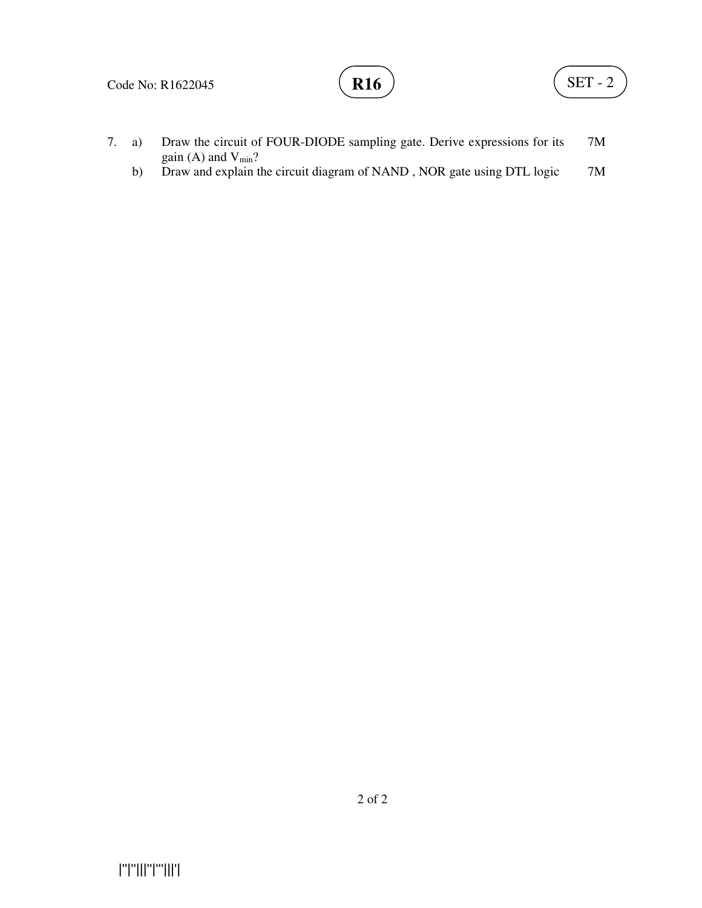7. a) Draw the circuit of FOUR-DIODE sampling gate. Derive expressions for its gain (A) and $V_{min}$? 7M

   b) Draw and explain the circuit diagram of NAND , NOR gate using DTL logic 7M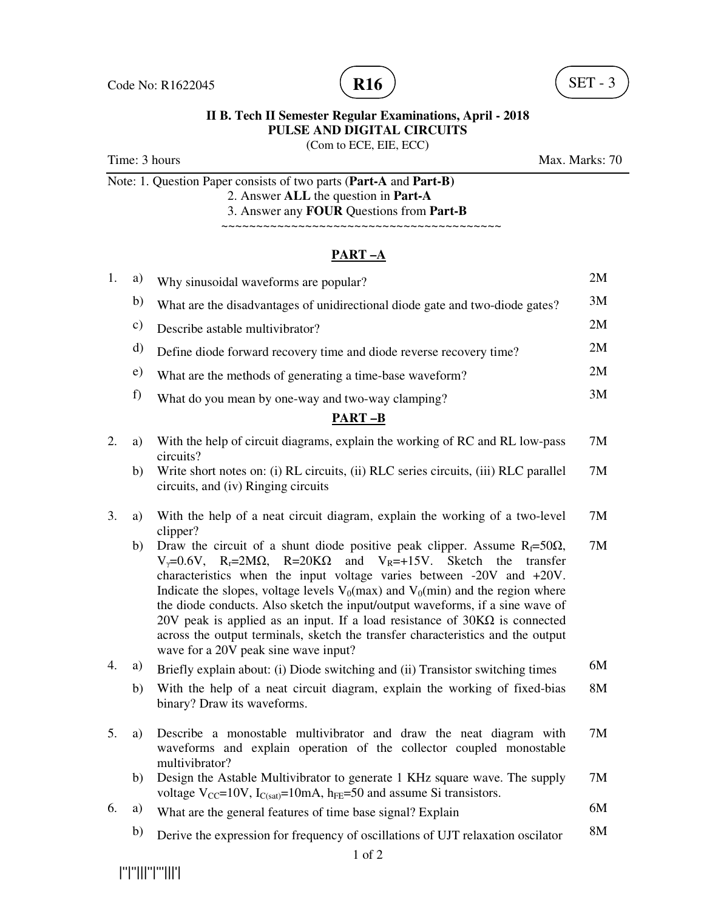Code No: R1622045 **R16** SET - 3

**II B. Tech II Semester Regular Examinations, April - 2018**

**PULSE AND DIGITAL CIRCUITS**

(Com to ECE, EIE, ECC)

Time: 3 hours Max. Marks: 70

Note: 1. Question Paper consists of two parts (**Part-A** and **Part-B)**

2. Answer **ALL** the question in **Part-A**

3. Answer any **FOUR** Questions from **Part-B**

~~~~~~~~~~~~~~~~~~~~~~~~~~~~~~~~~~~~~~~~~

## PART –A

| | | | |
|---|---|---|---|
| 1. | a) | Why sinusoidal waveforms are popular? | 2M |
| | b) | What are the disadvantages of unidirectional diode gate and two-diode gates? | 3M |
| | c) | Describe astable multivibrator? | 2M |
| | d) | Define diode forward recovery time and diode reverse recovery time? | 2M |
| | e) | What are the methods of generating a time-base waveform? | 2M |
| | f) | What do you mean by one-way and two-way clamping? | 3M |

## PART –B

| | | | |
|---|---|---|---|
| 2. | a) | With the help of circuit diagrams, explain the working of RC and RL low-pass circuits? | 7M |
| | b) | Write short notes on: (i) RL circuits, (ii) RLC series circuits, (iii) RLC parallel circuits, and (iv) Ringing circuits | 7M |
| 3. | a) | With the help of a neat circuit diagram, explain the working of a two-level clipper? | 7M |
| | b) | Draw the circuit of a shunt diode positive peak clipper. Assume $R_f$=50Ω, $V_\gamma$=0.6V, $R_r$=2MΩ, R=20KΩ and $V_R$=+15V. Sketch the transfer characteristics when the input voltage varies between -20V and +20V. Indicate the slopes, voltage levels $V_0$(max) and $V_0$(min) and the region where the diode conducts. Also sketch the input/output waveforms, if a sine wave of 20V peak is applied as an input. If a load resistance of 30KΩ is connected across the output terminals, sketch the transfer characteristics and the output wave for a 20V peak sine wave input? | 7M |
| 4. | a) | Briefly explain about: (i) Diode switching and (ii) Transistor switching times | 6M |
| | b) | With the help of a neat circuit diagram, explain the working of fixed-bias binary? Draw its waveforms. | 8M |
| 5. | a) | Describe a monostable multivibrator and draw the neat diagram with waveforms and explain operation of the collector coupled monostable multivibrator? | 7M |
| | b) | Design the Astable Multivibrator to generate 1 KHz square wave. The supply voltage $V_{CC}$=10V, $I_{C(sat)}$=10mA, $h_{FE}$=50 and assume Si transistors. | 7M |
| 6. | a) | What are the general features of time base signal? Explain | 6M |
| | b) | Derive the expression for frequency of oscillations of UJT relaxation oscilator | 8M |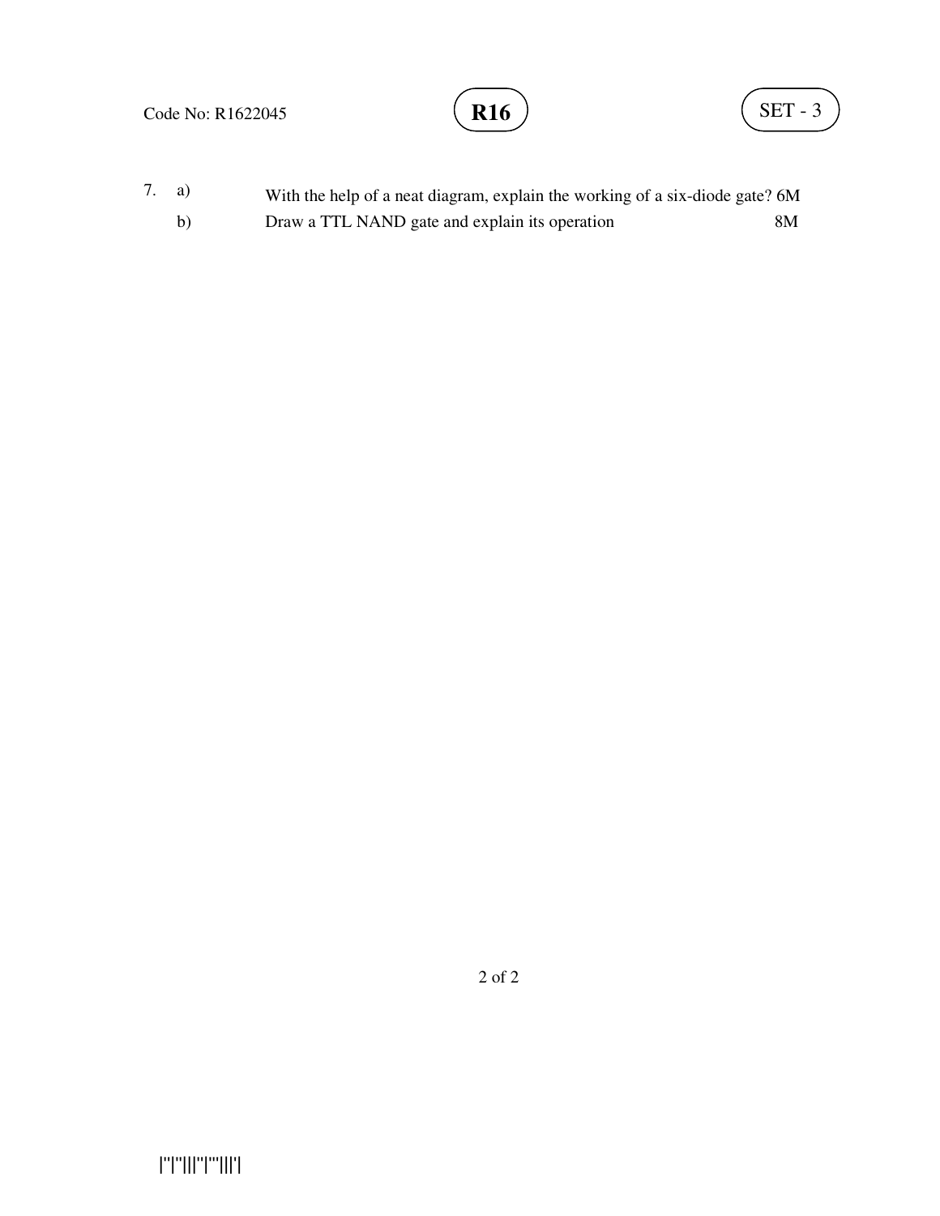7. a) With the help of a neat diagram, explain the working of a six-diode gate? 6M

   b) Draw a TTL NAND gate and explain its operation 8M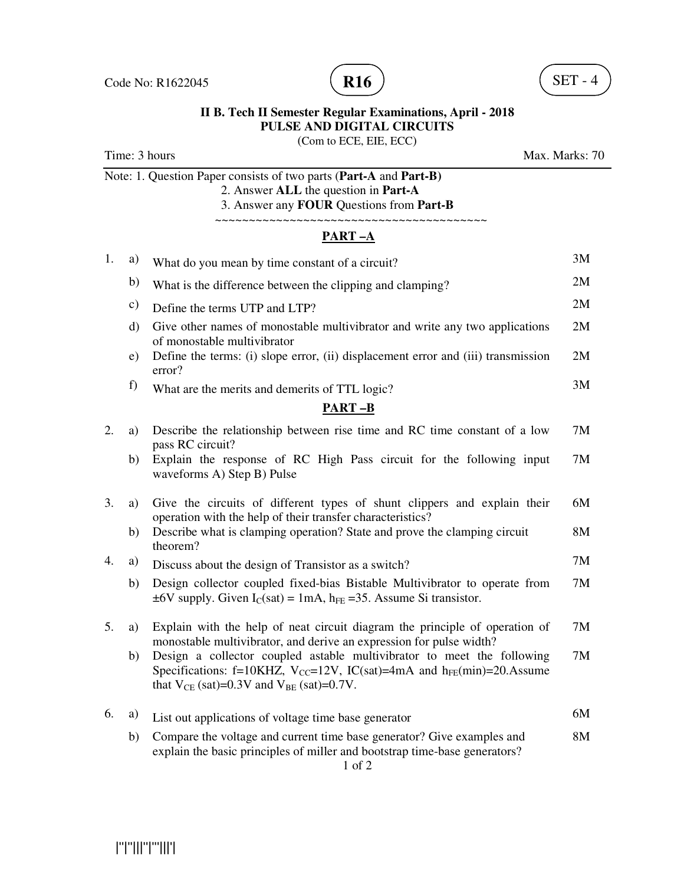Code No: R1622045 **R16** SET - 4

**II B. Tech II Semester Regular Examinations, April - 2018**
**PULSE AND DIGITAL CIRCUITS**
(Com to ECE, EIE, ECC)

Time: 3 hours Max. Marks: 70

Note: 1. Question Paper consists of two parts (**Part-A** and **Part-B)**
2. Answer **ALL** the question in **Part-A**
3. Answer any **FOUR** Questions from **Part-B**

~~~~~~~~~~~~~~~~~~~~~~~~~~~~~~~~~~~~~~~~~~~~

## PART –A

| | | | |
|---|---|---|---|
| 1. | a) | What do you mean by time constant of a circuit? | 3M |
| | b) | What is the difference between the clipping and clamping? | 2M |
| | c) | Define the terms UTP and LTP? | 2M |
| | d) | Give other names of monostable multivibrator and write any two applications of monostable multivibrator | 2M |
| | e) | Define the terms: (i) slope error, (ii) displacement error and (iii) transmission error? | 2M |
| | f) | What are the merits and demerits of TTL logic? | 3M |

## PART –B

| | | | |
|---|---|---|---|
| 2. | a) | Describe the relationship between rise time and RC time constant of a low pass RC circuit? | 7M |
| | b) | Explain the response of RC High Pass circuit for the following input waveforms A) Step B) Pulse | 7M |
| 3. | a) | Give the circuits of different types of shunt clippers and explain their operation with the help of their transfer characteristics? | 6M |
| | b) | Describe what is clamping operation? State and prove the clamping circuit theorem? | 8M |
| 4. | a) | Discuss about the design of Transistor as a switch? | 7M |
| | b) | Design collector coupled fixed-bias Bistable Multivibrator to operate from ±6V supply. Given $I_C$(sat) = 1mA, $h_{FE}$ =35. Assume Si transistor. | 7M |
| 5. | a) | Explain with the help of neat circuit diagram the principle of operation of monostable multivibrator, and derive an expression for pulse width? | 7M |
| | b) | Design a collector coupled astable multivibrator to meet the following Specifications: f=10KHZ, $V_{CC}$=12V, IC(sat)=4mA and $h_{FE}$(min)=20.Assume that $V_{CE}$ (sat)=0.3V and $V_{BE}$ (sat)=0.7V. | 7M |
| 6. | a) | List out applications of voltage time base generator | 6M |
| | b) | Compare the voltage and current time base generator? Give examples and explain the basic principles of miller and bootstrap time-base generators? | 8M |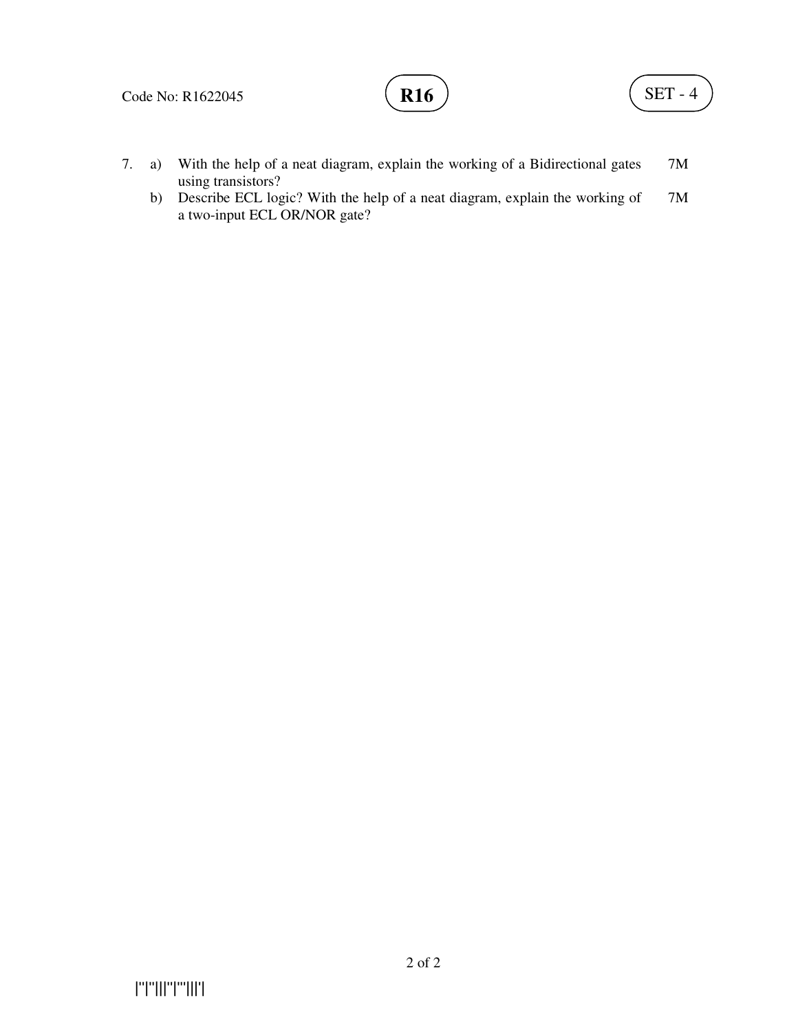7. a) With the help of a neat diagram, explain the working of a Bidirectional gates using transistors? 7M

   b) Describe ECL logic? With the help of a neat diagram, explain the working of a two-input ECL OR/NOR gate? 7M